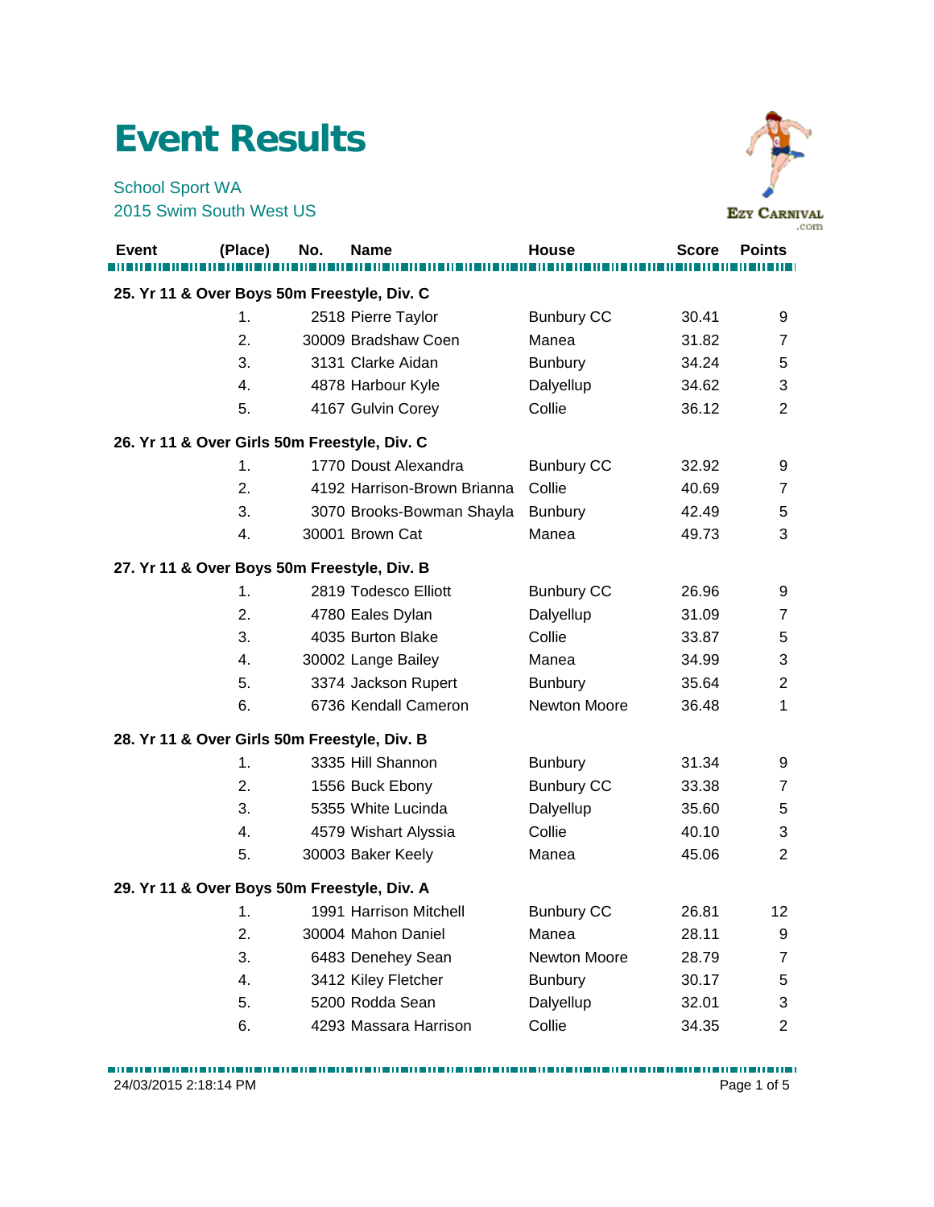# Event Results

School Sport WA
2015 Swim South West US

| Event | (Place) | No. | Name | House | Score | Points |
|---|---|---|---|---|---|---|
| **25. Yr 11 & Over Boys 50m Freestyle, Div. C** | | | | | | |
| | 1. | 2518 | Pierre Taylor | Bunbury CC | 30.41 | 9 |
| | 2. | 30009 | Bradshaw Coen | Manea | 31.82 | 7 |
| | 3. | 3131 | Clarke Aidan | Bunbury | 34.24 | 5 |
| | 4. | 4878 | Harbour Kyle | Dalyellup | 34.62 | 3 |
| | 5. | 4167 | Gulvin Corey | Collie | 36.12 | 2 |
| **26. Yr 11 & Over Girls 50m Freestyle, Div. C** | | | | | | |
| | 1. | 1770 | Doust Alexandra | Bunbury CC | 32.92 | 9 |
| | 2. | 4192 | Harrison-Brown Brianna | Collie | 40.69 | 7 |
| | 3. | 3070 | Brooks-Bowman Shayla | Bunbury | 42.49 | 5 |
| | 4. | 30001 | Brown Cat | Manea | 49.73 | 3 |
| **27. Yr 11 & Over Boys 50m Freestyle, Div. B** | | | | | | |
| | 1. | 2819 | Todesco Elliott | Bunbury CC | 26.96 | 9 |
| | 2. | 4780 | Eales Dylan | Dalyellup | 31.09 | 7 |
| | 3. | 4035 | Burton Blake | Collie | 33.87 | 5 |
| | 4. | 30002 | Lange Bailey | Manea | 34.99 | 3 |
| | 5. | 3374 | Jackson Rupert | Bunbury | 35.64 | 2 |
| | 6. | 6736 | Kendall Cameron | Newton Moore | 36.48 | 1 |
| **28. Yr 11 & Over Girls 50m Freestyle, Div. B** | | | | | | |
| | 1. | 3335 | Hill Shannon | Bunbury | 31.34 | 9 |
| | 2. | 1556 | Buck Ebony | Bunbury CC | 33.38 | 7 |
| | 3. | 5355 | White Lucinda | Dalyellup | 35.60 | 5 |
| | 4. | 4579 | Wishart Alyssia | Collie | 40.10 | 3 |
| | 5. | 30003 | Baker Keely | Manea | 45.06 | 2 |
| **29. Yr 11 & Over Boys 50m Freestyle, Div. A** | | | | | | |
| | 1. | 1991 | Harrison Mitchell | Bunbury CC | 26.81 | 12 |
| | 2. | 30004 | Mahon Daniel | Manea | 28.11 | 9 |
| | 3. | 6483 | Denehey Sean | Newton Moore | 28.79 | 7 |
| | 4. | 3412 | Kiley Fletcher | Bunbury | 30.17 | 5 |
| | 5. | 5200 | Rodda Sean | Dalyellup | 32.01 | 3 |
| | 6. | 4293 | Massara Harrison | Collie | 34.35 | 2 |

24/03/2015 2:18:14 PM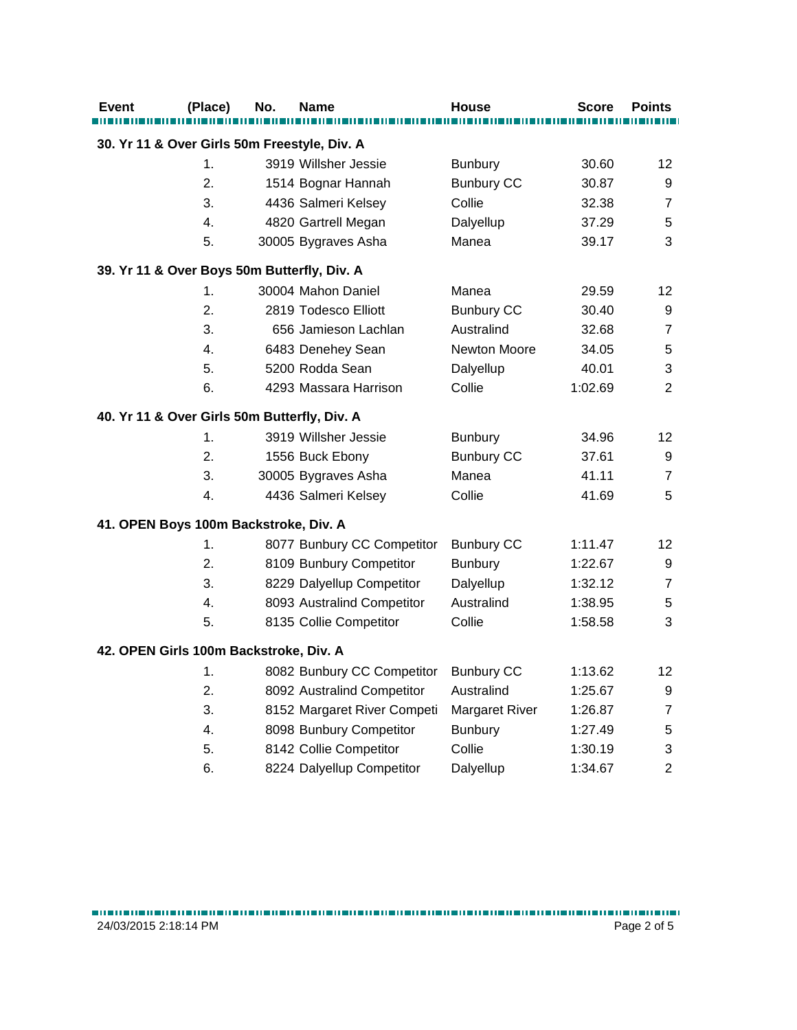| Event | (Place) | No. | Name | House | Score | Points |
|---|---|---|---|---|---|---|
| **30. Yr 11 & Over Girls 50m Freestyle, Div. A** | | | | | | |
| | 1. | 3919 | Willsher Jessie | Bunbury | 30.60 | 12 |
| | 2. | 1514 | Bognar Hannah | Bunbury CC | 30.87 | 9 |
| | 3. | 4436 | Salmeri Kelsey | Collie | 32.38 | 7 |
| | 4. | 4820 | Gartrell Megan | Dalyellup | 37.29 | 5 |
| | 5. | 30005 | Bygraves Asha | Manea | 39.17 | 3 |
| **39. Yr 11 & Over Boys 50m Butterfly, Div. A** | | | | | | |
| | 1. | 30004 | Mahon Daniel | Manea | 29.59 | 12 |
| | 2. | 2819 | Todesco Elliott | Bunbury CC | 30.40 | 9 |
| | 3. | 656 | Jamieson Lachlan | Australind | 32.68 | 7 |
| | 4. | 6483 | Denehey Sean | Newton Moore | 34.05 | 5 |
| | 5. | 5200 | Rodda Sean | Dalyellup | 40.01 | 3 |
| | 6. | 4293 | Massara Harrison | Collie | 1:02.69 | 2 |
| **40. Yr 11 & Over Girls 50m Butterfly, Div. A** | | | | | | |
| | 1. | 3919 | Willsher Jessie | Bunbury | 34.96 | 12 |
| | 2. | 1556 | Buck Ebony | Bunbury CC | 37.61 | 9 |
| | 3. | 30005 | Bygraves Asha | Manea | 41.11 | 7 |
| | 4. | 4436 | Salmeri Kelsey | Collie | 41.69 | 5 |
| **41. OPEN Boys 100m Backstroke, Div. A** | | | | | | |
| | 1. | 8077 | Bunbury CC Competitor | Bunbury CC | 1:11.47 | 12 |
| | 2. | 8109 | Bunbury Competitor | Bunbury | 1:22.67 | 9 |
| | 3. | 8229 | Dalyellup Competitor | Dalyellup | 1:32.12 | 7 |
| | 4. | 8093 | Australind Competitor | Australind | 1:38.95 | 5 |
| | 5. | 8135 | Collie Competitor | Collie | 1:58.58 | 3 |
| **42. OPEN Girls 100m Backstroke, Div. A** | | | | | | |
| | 1. | 8082 | Bunbury CC Competitor | Bunbury CC | 1:13.62 | 12 |
| | 2. | 8092 | Australind Competitor | Australind | 1:25.67 | 9 |
| | 3. | 8152 | Margaret River Competi | Margaret River | 1:26.87 | 7 |
| | 4. | 8098 | Bunbury Competitor | Bunbury | 1:27.49 | 5 |
| | 5. | 8142 | Collie Competitor | Collie | 1:30.19 | 3 |
| | 6. | 8224 | Dalyellup Competitor | Dalyellup | 1:34.67 | 2 |

24/03/2015 2:18:14 PM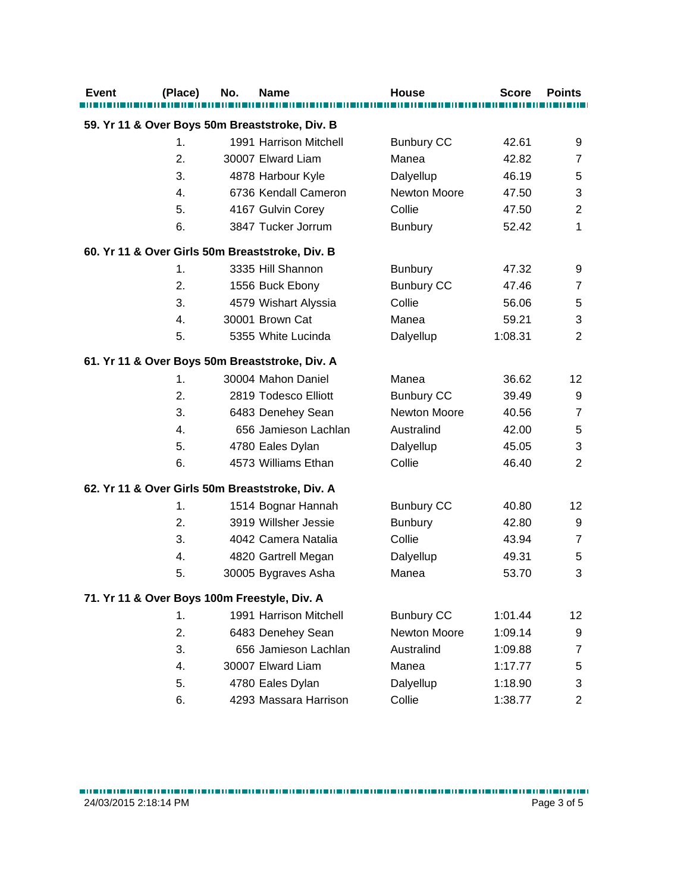| Event | (Place) | No. | Name | House | Score | Points |
|---|---|---|---|---|---|---|
| **59. Yr 11 & Over Boys 50m Breaststroke, Div. B** | | | | | | |
| | 1. | 1991 | Harrison Mitchell | Bunbury CC | 42.61 | 9 |
| | 2. | 30007 | Elward Liam | Manea | 42.82 | 7 |
| | 3. | 4878 | Harbour Kyle | Dalyellup | 46.19 | 5 |
| | 4. | 6736 | Kendall Cameron | Newton Moore | 47.50 | 3 |
| | 5. | 4167 | Gulvin Corey | Collie | 47.50 | 2 |
| | 6. | 3847 | Tucker Jorrum | Bunbury | 52.42 | 1 |
| **60. Yr 11 & Over Girls 50m Breaststroke, Div. B** | | | | | | |
| | 1. | 3335 | Hill Shannon | Bunbury | 47.32 | 9 |
| | 2. | 1556 | Buck Ebony | Bunbury CC | 47.46 | 7 |
| | 3. | 4579 | Wishart Alyssia | Collie | 56.06 | 5 |
| | 4. | 30001 | Brown Cat | Manea | 59.21 | 3 |
| | 5. | 5355 | White Lucinda | Dalyellup | 1:08.31 | 2 |
| **61. Yr 11 & Over Boys 50m Breaststroke, Div. A** | | | | | | |
| | 1. | 30004 | Mahon Daniel | Manea | 36.62 | 12 |
| | 2. | 2819 | Todesco Elliott | Bunbury CC | 39.49 | 9 |
| | 3. | 6483 | Denehey Sean | Newton Moore | 40.56 | 7 |
| | 4. | 656 | Jamieson Lachlan | Australind | 42.00 | 5 |
| | 5. | 4780 | Eales Dylan | Dalyellup | 45.05 | 3 |
| | 6. | 4573 | Williams Ethan | Collie | 46.40 | 2 |
| **62. Yr 11 & Over Girls 50m Breaststroke, Div. A** | | | | | | |
| | 1. | 1514 | Bognar Hannah | Bunbury CC | 40.80 | 12 |
| | 2. | 3919 | Willsher Jessie | Bunbury | 42.80 | 9 |
| | 3. | 4042 | Camera Natalia | Collie | 43.94 | 7 |
| | 4. | 4820 | Gartrell Megan | Dalyellup | 49.31 | 5 |
| | 5. | 30005 | Bygraves Asha | Manea | 53.70 | 3 |
| **71. Yr 11 & Over Boys 100m Freestyle, Div. A** | | | | | | |
| | 1. | 1991 | Harrison Mitchell | Bunbury CC | 1:01.44 | 12 |
| | 2. | 6483 | Denehey Sean | Newton Moore | 1:09.14 | 9 |
| | 3. | 656 | Jamieson Lachlan | Australind | 1:09.88 | 7 |
| | 4. | 30007 | Elward Liam | Manea | 1:17.77 | 5 |
| | 5. | 4780 | Eales Dylan | Dalyellup | 1:18.90 | 3 |
| | 6. | 4293 | Massara Harrison | Collie | 1:38.77 | 2 |

24/03/2015 2:18:14 PM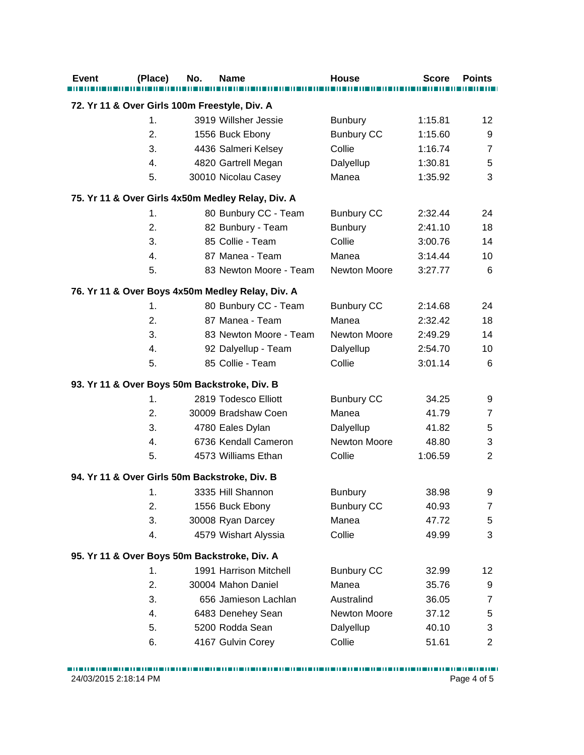| Event | (Place) | No. | Name | House | Score | Points |
|---|---|---|---|---|---|---|
| **72. Yr 11 & Over Girls 100m Freestyle, Div. A** | | | | | | |
| | 1. | 3919 | Willsher Jessie | Bunbury | 1:15.81 | 12 |
| | 2. | 1556 | Buck Ebony | Bunbury CC | 1:15.60 | 9 |
| | 3. | 4436 | Salmeri Kelsey | Collie | 1:16.74 | 7 |
| | 4. | 4820 | Gartrell Megan | Dalyellup | 1:30.81 | 5 |
| | 5. | 30010 | Nicolau Casey | Manea | 1:35.92 | 3 |
| **75. Yr 11 & Over Girls 4x50m Medley Relay, Div. A** | | | | | | |
| | 1. | 80 | Bunbury CC - Team | Bunbury CC | 2:32.44 | 24 |
| | 2. | 82 | Bunbury - Team | Bunbury | 2:41.10 | 18 |
| | 3. | 85 | Collie - Team | Collie | 3:00.76 | 14 |
| | 4. | 87 | Manea - Team | Manea | 3:14.44 | 10 |
| | 5. | 83 | Newton Moore - Team | Newton Moore | 3:27.77 | 6 |
| **76. Yr 11 & Over Boys 4x50m Medley Relay, Div. A** | | | | | | |
| | 1. | 80 | Bunbury CC - Team | Bunbury CC | 2:14.68 | 24 |
| | 2. | 87 | Manea - Team | Manea | 2:32.42 | 18 |
| | 3. | 83 | Newton Moore - Team | Newton Moore | 2:49.29 | 14 |
| | 4. | 92 | Dalyellup - Team | Dalyellup | 2:54.70 | 10 |
| | 5. | 85 | Collie - Team | Collie | 3:01.14 | 6 |
| **93. Yr 11 & Over Boys 50m Backstroke, Div. B** | | | | | | |
| | 1. | 2819 | Todesco Elliott | Bunbury CC | 34.25 | 9 |
| | 2. | 30009 | Bradshaw Coen | Manea | 41.79 | 7 |
| | 3. | 4780 | Eales Dylan | Dalyellup | 41.82 | 5 |
| | 4. | 6736 | Kendall Cameron | Newton Moore | 48.80 | 3 |
| | 5. | 4573 | Williams Ethan | Collie | 1:06.59 | 2 |
| **94. Yr 11 & Over Girls 50m Backstroke, Div. B** | | | | | | |
| | 1. | 3335 | Hill Shannon | Bunbury | 38.98 | 9 |
| | 2. | 1556 | Buck Ebony | Bunbury CC | 40.93 | 7 |
| | 3. | 30008 | Ryan Darcey | Manea | 47.72 | 5 |
| | 4. | 4579 | Wishart Alyssia | Collie | 49.99 | 3 |
| **95. Yr 11 & Over Boys 50m Backstroke, Div. A** | | | | | | |
| | 1. | 1991 | Harrison Mitchell | Bunbury CC | 32.99 | 12 |
| | 2. | 30004 | Mahon Daniel | Manea | 35.76 | 9 |
| | 3. | 656 | Jamieson Lachlan | Australind | 36.05 | 7 |
| | 4. | 6483 | Denehey Sean | Newton Moore | 37.12 | 5 |
| | 5. | 5200 | Rodda Sean | Dalyellup | 40.10 | 3 |
| | 6. | 4167 | Gulvin Corey | Collie | 51.61 | 2 |

24/03/2015 2:18:14 PM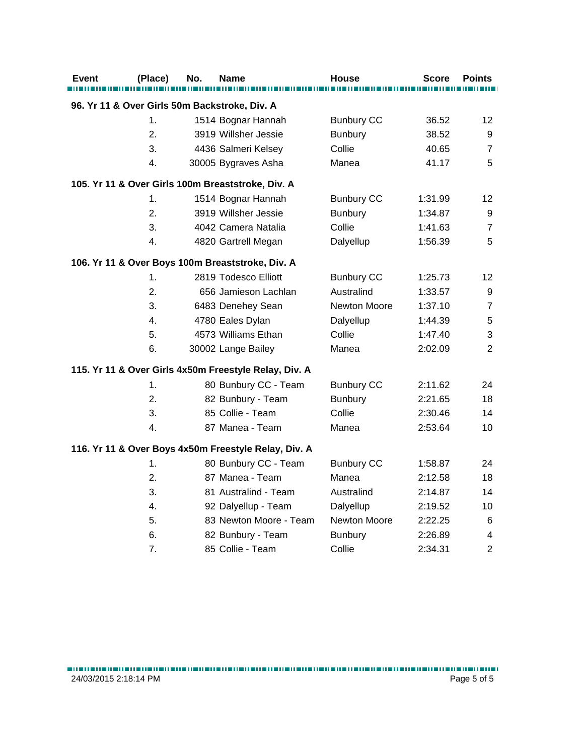| Event | (Place) | No. | Name | House | Score | Points |
|---|---|---|---|---|---|---|
| **96. Yr 11 & Over Girls 50m Backstroke, Div. A** | | | | | | |
| | 1. | 1514 | Bognar Hannah | Bunbury CC | 36.52 | 12 |
| | 2. | 3919 | Willsher Jessie | Bunbury | 38.52 | 9 |
| | 3. | 4436 | Salmeri Kelsey | Collie | 40.65 | 7 |
| | 4. | 30005 | Bygraves Asha | Manea | 41.17 | 5 |
| **105. Yr 11 & Over Girls 100m Breaststroke, Div. A** | | | | | | |
| | 1. | 1514 | Bognar Hannah | Bunbury CC | 1:31.99 | 12 |
| | 2. | 3919 | Willsher Jessie | Bunbury | 1:34.87 | 9 |
| | 3. | 4042 | Camera Natalia | Collie | 1:41.63 | 7 |
| | 4. | 4820 | Gartrell Megan | Dalyellup | 1:56.39 | 5 |
| **106. Yr 11 & Over Boys 100m Breaststroke, Div. A** | | | | | | |
| | 1. | 2819 | Todesco Elliott | Bunbury CC | 1:25.73 | 12 |
| | 2. | 656 | Jamieson Lachlan | Australind | 1:33.57 | 9 |
| | 3. | 6483 | Denehey Sean | Newton Moore | 1:37.10 | 7 |
| | 4. | 4780 | Eales Dylan | Dalyellup | 1:44.39 | 5 |
| | 5. | 4573 | Williams Ethan | Collie | 1:47.40 | 3 |
| | 6. | 30002 | Lange Bailey | Manea | 2:02.09 | 2 |
| **115. Yr 11 & Over Girls 4x50m Freestyle Relay, Div. A** | | | | | | |
| | 1. | 80 | Bunbury CC - Team | Bunbury CC | 2:11.62 | 24 |
| | 2. | 82 | Bunbury - Team | Bunbury | 2:21.65 | 18 |
| | 3. | 85 | Collie - Team | Collie | 2:30.46 | 14 |
| | 4. | 87 | Manea - Team | Manea | 2:53.64 | 10 |
| **116. Yr 11 & Over Boys 4x50m Freestyle Relay, Div. A** | | | | | | |
| | 1. | 80 | Bunbury CC - Team | Bunbury CC | 1:58.87 | 24 |
| | 2. | 87 | Manea - Team | Manea | 2:12.58 | 18 |
| | 3. | 81 | Australind - Team | Australind | 2:14.87 | 14 |
| | 4. | 92 | Dalyellup - Team | Dalyellup | 2:19.52 | 10 |
| | 5. | 83 | Newton Moore - Team | Newton Moore | 2:22.25 | 6 |
| | 6. | 82 | Bunbury - Team | Bunbury | 2:26.89 | 4 |
| | 7. | 85 | Collie - Team | Collie | 2:34.31 | 2 |

24/03/2015 2:18:14 PM